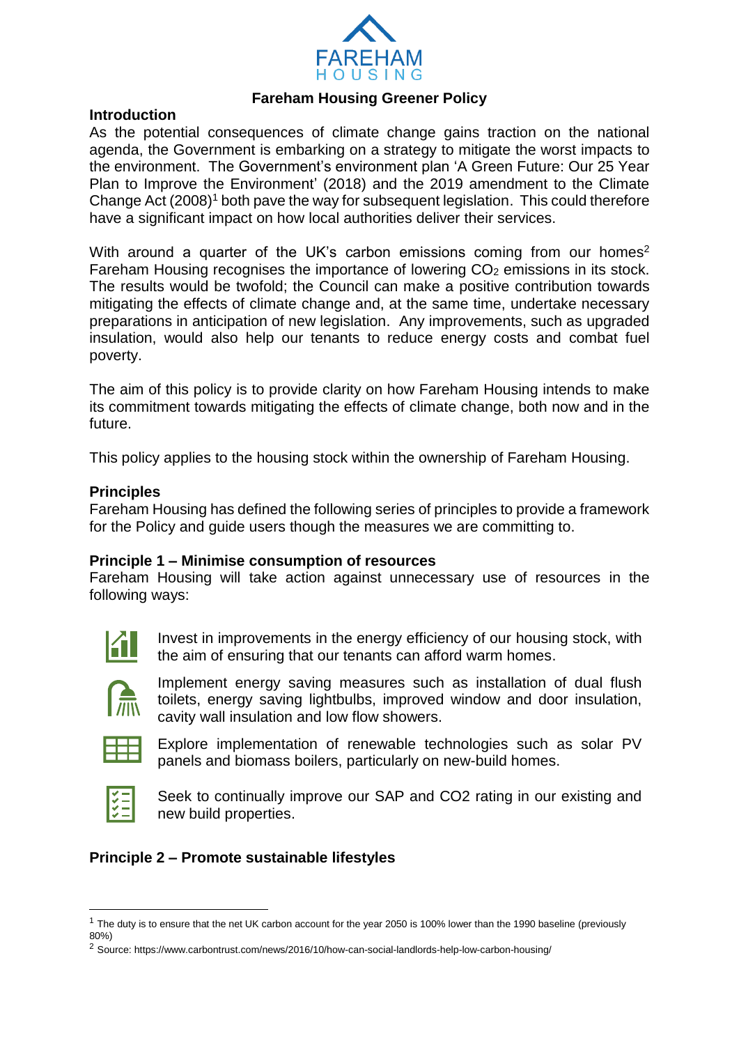# Fareham Housing Greener Policy

## Introduction

As the potential consequences of climate change gains traction on the national agenda, the Government is embarking on a strategy to mitigate the worst impacts to the environment. The Government's environment plan 'A Green Future: Our 25 Year Plan to Improve the Environment' (2018) and the 2019 amendment to the Climate Change Act (2008)[1] both pave the way for subsequent legislation. This could therefore have a significant impact on how local authorities deliver their services.

With around a quarter of the UK's carbon emissions coming from our homes[2] Fareham Housing recognises the importance of lowering $CO_2$ emissions in its stock. The results would be twofold; the Council can make a positive contribution towards mitigating the effects of climate change and, at the same time, undertake necessary preparations in anticipation of new legislation. Any improvements, such as upgraded insulation, would also help our tenants to reduce energy costs and combat fuel poverty.

The aim of this policy is to provide clarity on how Fareham Housing intends to make its commitment towards mitigating the effects of climate change, both now and in the future.

This policy applies to the housing stock within the ownership of Fareham Housing.

## Principles

Fareham Housing has defined the following series of principles to provide a framework for the Policy and guide users though the measures we are committing to.

### Principle 1 – Minimise consumption of resources

Fareham Housing will take action against unnecessary use of resources in the following ways:

- Invest in improvements in the energy efficiency of our housing stock, with the aim of ensuring that our tenants can afford warm homes.
- Implement energy saving measures such as installation of dual flush toilets, energy saving lightbulbs, improved window and door insulation, cavity wall insulation and low flow showers.
- Explore implementation of renewable technologies such as solar PV panels and biomass boilers, particularly on new-build homes.
- Seek to continually improve our SAP and CO2 rating in our existing and new build properties.

### Principle 2 – Promote sustainable lifestyles

---

[1] The duty is to ensure that the net UK carbon account for the year 2050 is 100% lower than the 1990 baseline (previously 80%)

[2] Source: https://www.carbontrust.com/news/2016/10/how-can-social-landlords-help-low-carbon-housing/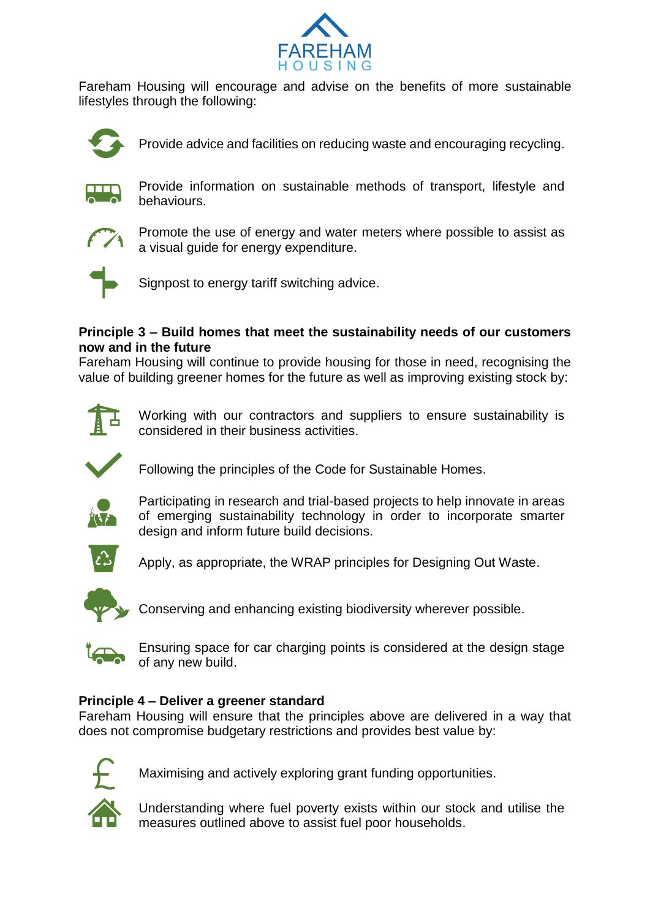Fareham Housing will encourage and advise on the benefits of more sustainable lifestyles through the following:

- Provide advice and facilities on reducing waste and encouraging recycling.
- Provide information on sustainable methods of transport, lifestyle and behaviours.
- Promote the use of energy and water meters where possible to assist as a visual guide for energy expenditure.
- Signpost to energy tariff switching advice.

**Principle 3 – Build homes that meet the sustainability needs of our customers now and in the future**

Fareham Housing will continue to provide housing for those in need, recognising the value of building greener homes for the future as well as improving existing stock by:

- Working with our contractors and suppliers to ensure sustainability is considered in their business activities.
- Following the principles of the Code for Sustainable Homes.
- Participating in research and trial-based projects to help innovate in areas of emerging sustainability technology in order to incorporate smarter design and inform future build decisions.
- Apply, as appropriate, the WRAP principles for Designing Out Waste.
- Conserving and enhancing existing biodiversity wherever possible.
- Ensuring space for car charging points is considered at the design stage of any new build.

**Principle 4 – Deliver a greener standard**

Fareham Housing will ensure that the principles above are delivered in a way that does not compromise budgetary restrictions and provides best value by:

- Maximising and actively exploring grant funding opportunities.
- Understanding where fuel poverty exists within our stock and utilise the measures outlined above to assist fuel poor households.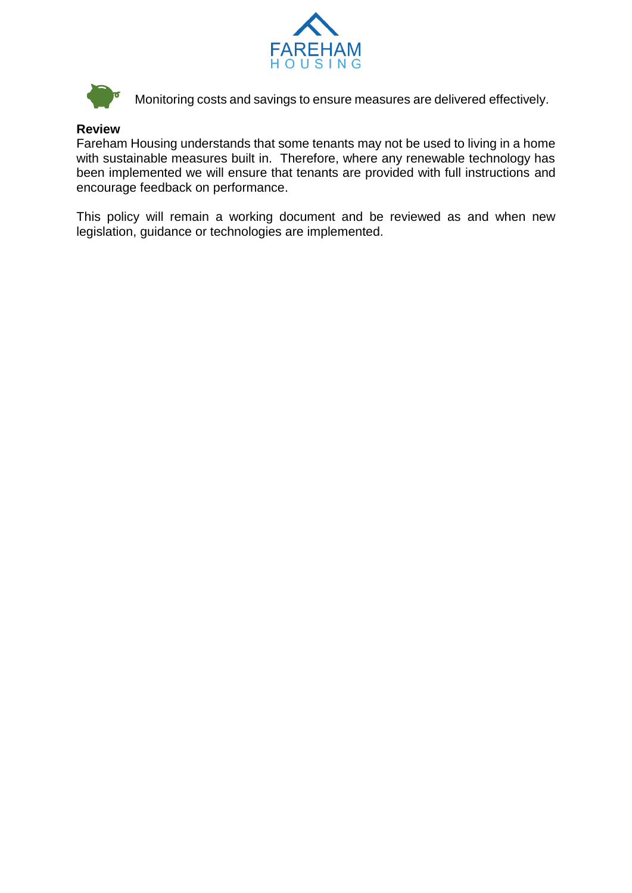Monitoring costs and savings to ensure measures are delivered effectively.

**Review**

Fareham Housing understands that some tenants may not be used to living in a home with sustainable measures built in. Therefore, where any renewable technology has been implemented we will ensure that tenants are provided with full instructions and encourage feedback on performance.

This policy will remain a working document and be reviewed as and when new legislation, guidance or technologies are implemented.